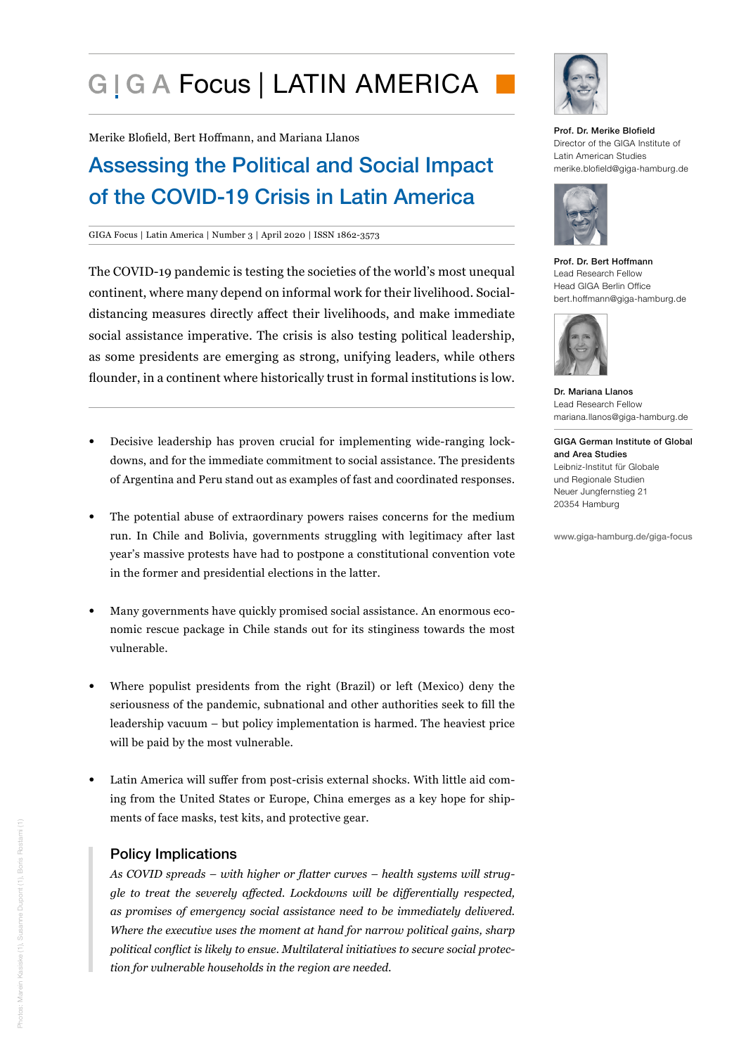# GIGA Focus | LATIN AMERICA

Merike Blofield, Bert Hoffmann, and Mariana Llanos

## Assessing the Political and Social Impact of the COVID-19 Crisis in Latin America

GIGA Focus | Latin America | Number 3 | April 2020 | ISSN 1862-3573

The COVID-19 pandemic is testing the societies of the world's most unequal continent, where many depend on informal work for their livelihood. Social-distancing measures directly affect their livelihoods, and make immediate social assistance imperative. The crisis is also testing political leadership, as some presidents are emerging as strong, unifying leaders, while others flounder, in a continent where historically trust in formal institutions is low.

- Decisive leadership has proven crucial for implementing wide-ranging lockdowns, and for the immediate commitment to social assistance. The presidents of Argentina and Peru stand out as examples of fast and coordinated responses.
- The potential abuse of extraordinary powers raises concerns for the medium run. In Chile and Bolivia, governments struggling with legitimacy after last year's massive protests have had to postpone a constitutional convention vote in the former and presidential elections in the latter.
- Many governments have quickly promised social assistance. An enormous economic rescue package in Chile stands out for its stinginess towards the most vulnerable.
- Where populist presidents from the right (Brazil) or left (Mexico) deny the seriousness of the pandemic, subnational and other authorities seek to fill the leadership vacuum – but policy implementation is harmed. The heaviest price will be paid by the most vulnerable.
- Latin America will suffer from post-crisis external shocks. With little aid coming from the United States or Europe, China emerges as a key hope for shipments of face masks, test kits, and protective gear.

### Policy Implications

*As COVID spreads – with higher or flatter curves – health systems will struggle to treat the severely affected. Lockdowns will be differentially respected, as promises of emergency social assistance need to be immediately delivered. Where the executive uses the moment at hand for narrow political gains, sharp political conflict is likely to ensue. Multilateral initiatives to secure social protection for vulnerable households in the region are needed.*

**Prof. Dr. Merike Blofield**
Director of the GIGA Institute of Latin American Studies
merike.blofield@giga-hamburg.de

**Prof. Dr. Bert Hoffmann**
Lead Research Fellow
Head GIGA Berlin Office
bert.hoffmann@giga-hamburg.de

**Dr. Mariana Llanos**
Lead Research Fellow
mariana.llanos@giga-hamburg.de

**GIGA German Institute of Global and Area Studies**
Leibniz-Institut für Globale und Regionale Studien
Neuer Jungfernstieg 21
20354 Hamburg

www.giga-hamburg.de/giga-focus

Photos: Marein Kasiske (1), Susanne Dupont (1), Boris Rostami (1)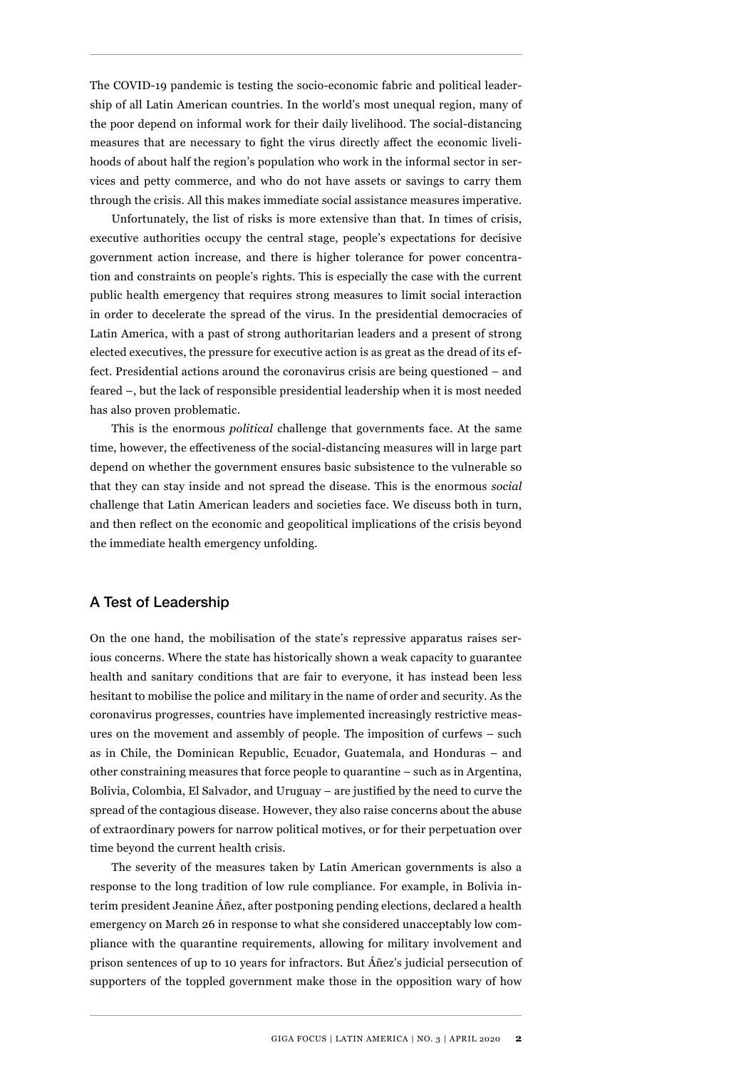The COVID-19 pandemic is testing the socio-economic fabric and political leadership of all Latin American countries. In the world's most unequal region, many of the poor depend on informal work for their daily livelihood. The social-distancing measures that are necessary to fight the virus directly affect the economic livelihoods of about half the region's population who work in the informal sector in services and petty commerce, and who do not have assets or savings to carry them through the crisis. All this makes immediate social assistance measures imperative.

Unfortunately, the list of risks is more extensive than that. In times of crisis, executive authorities occupy the central stage, people's expectations for decisive government action increase, and there is higher tolerance for power concentration and constraints on people's rights. This is especially the case with the current public health emergency that requires strong measures to limit social interaction in order to decelerate the spread of the virus. In the presidential democracies of Latin America, with a past of strong authoritarian leaders and a present of strong elected executives, the pressure for executive action is as great as the dread of its effect. Presidential actions around the coronavirus crisis are being questioned – and feared –, but the lack of responsible presidential leadership when it is most needed has also proven problematic.

This is the enormous *political* challenge that governments face. At the same time, however, the effectiveness of the social-distancing measures will in large part depend on whether the government ensures basic subsistence to the vulnerable so that they can stay inside and not spread the disease. This is the enormous *social* challenge that Latin American leaders and societies face. We discuss both in turn, and then reflect on the economic and geopolitical implications of the crisis beyond the immediate health emergency unfolding.

## A Test of Leadership

On the one hand, the mobilisation of the state's repressive apparatus raises serious concerns. Where the state has historically shown a weak capacity to guarantee health and sanitary conditions that are fair to everyone, it has instead been less hesitant to mobilise the police and military in the name of order and security. As the coronavirus progresses, countries have implemented increasingly restrictive measures on the movement and assembly of people. The imposition of curfews – such as in Chile, the Dominican Republic, Ecuador, Guatemala, and Honduras – and other constraining measures that force people to quarantine – such as in Argentina, Bolivia, Colombia, El Salvador, and Uruguay – are justified by the need to curve the spread of the contagious disease. However, they also raise concerns about the abuse of extraordinary powers for narrow political motives, or for their perpetuation over time beyond the current health crisis.

The severity of the measures taken by Latin American governments is also a response to the long tradition of low rule compliance. For example, in Bolivia interim president Jeanine Áñez, after postponing pending elections, declared a health emergency on March 26 in response to what she considered unacceptably low compliance with the quarantine requirements, allowing for military involvement and prison sentences of up to 10 years for infractors. But Áñez's judicial persecution of supporters of the toppled government make those in the opposition wary of how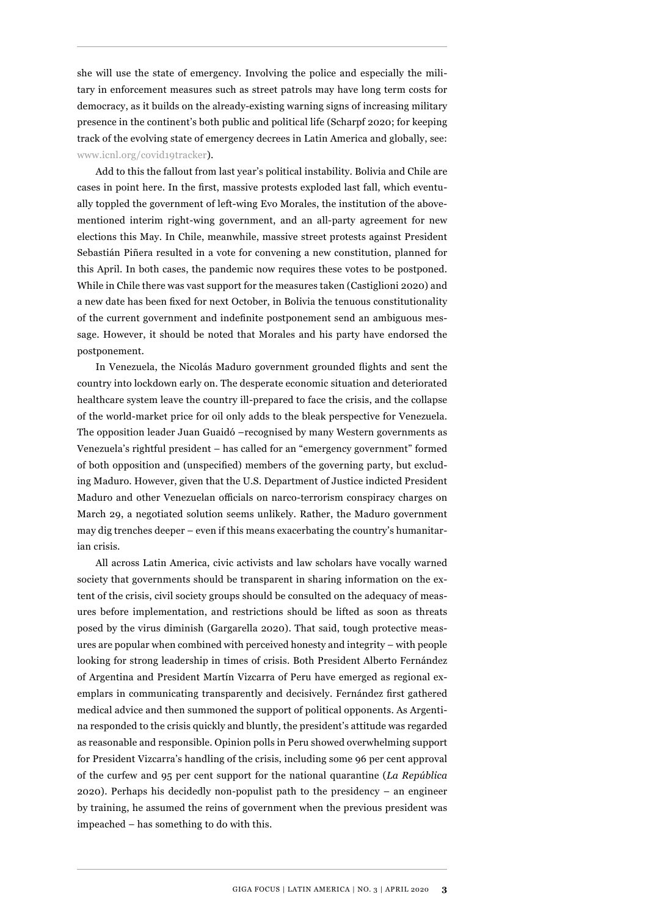she will use the state of emergency. Involving the police and especially the military in enforcement measures such as street patrols may have long term costs for democracy, as it builds on the already-existing warning signs of increasing military presence in the continent's both public and political life (Scharpf 2020; for keeping track of the evolving state of emergency decrees in Latin America and globally, see: www.icnl.org/covid19tracker).

Add to this the fallout from last year's political instability. Bolivia and Chile are cases in point here. In the first, massive protests exploded last fall, which eventually toppled the government of left-wing Evo Morales, the institution of the above-mentioned interim right-wing government, and an all-party agreement for new elections this May. In Chile, meanwhile, massive street protests against President Sebastián Piñera resulted in a vote for convening a new constitution, planned for this April. In both cases, the pandemic now requires these votes to be postponed. While in Chile there was vast support for the measures taken (Castiglioni 2020) and a new date has been fixed for next October, in Bolivia the tenuous constitutionality of the current government and indefinite postponement send an ambiguous message. However, it should be noted that Morales and his party have endorsed the postponement.

In Venezuela, the Nicolás Maduro government grounded flights and sent the country into lockdown early on. The desperate economic situation and deteriorated healthcare system leave the country ill-prepared to face the crisis, and the collapse of the world-market price for oil only adds to the bleak perspective for Venezuela. The opposition leader Juan Guaidó –recognised by many Western governments as Venezuela's rightful president – has called for an "emergency government" formed of both opposition and (unspecified) members of the governing party, but excluding Maduro. However, given that the U.S. Department of Justice indicted President Maduro and other Venezuelan officials on narco-terrorism conspiracy charges on March 29, a negotiated solution seems unlikely. Rather, the Maduro government may dig trenches deeper – even if this means exacerbating the country's humanitarian crisis.

All across Latin America, civic activists and law scholars have vocally warned society that governments should be transparent in sharing information on the extent of the crisis, civil society groups should be consulted on the adequacy of measures before implementation, and restrictions should be lifted as soon as threats posed by the virus diminish (Gargarella 2020). That said, tough protective measures are popular when combined with perceived honesty and integrity – with people looking for strong leadership in times of crisis. Both President Alberto Fernández of Argentina and President Martín Vizcarra of Peru have emerged as regional exemplars in communicating transparently and decisively. Fernández first gathered medical advice and then summoned the support of political opponents. As Argentina responded to the crisis quickly and bluntly, the president's attitude was regarded as reasonable and responsible. Opinion polls in Peru showed overwhelming support for President Vizcarra's handling of the crisis, including some 96 per cent approval of the curfew and 95 per cent support for the national quarantine (*La República* 2020). Perhaps his decidedly non-populist path to the presidency – an engineer by training, he assumed the reins of government when the previous president was impeached – has something to do with this.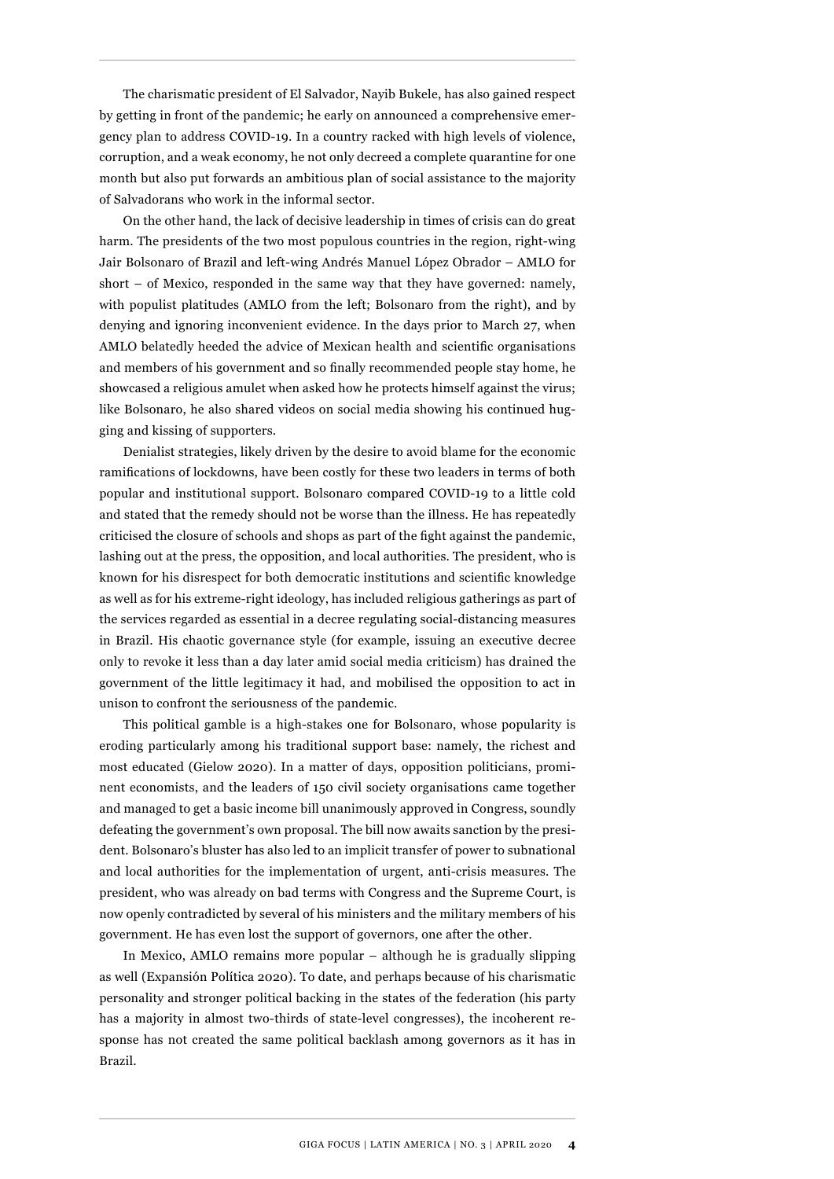The charismatic president of El Salvador, Nayib Bukele, has also gained respect by getting in front of the pandemic; he early on announced a comprehensive emergency plan to address COVID-19. In a country racked with high levels of violence, corruption, and a weak economy, he not only decreed a complete quarantine for one month but also put forwards an ambitious plan of social assistance to the majority of Salvadorans who work in the informal sector.

On the other hand, the lack of decisive leadership in times of crisis can do great harm. The presidents of the two most populous countries in the region, right-wing Jair Bolsonaro of Brazil and left-wing Andrés Manuel López Obrador – AMLO for short – of Mexico, responded in the same way that they have governed: namely, with populist platitudes (AMLO from the left; Bolsonaro from the right), and by denying and ignoring inconvenient evidence. In the days prior to March 27, when AMLO belatedly heeded the advice of Mexican health and scientific organisations and members of his government and so finally recommended people stay home, he showcased a religious amulet when asked how he protects himself against the virus; like Bolsonaro, he also shared videos on social media showing his continued hugging and kissing of supporters.

Denialist strategies, likely driven by the desire to avoid blame for the economic ramifications of lockdowns, have been costly for these two leaders in terms of both popular and institutional support. Bolsonaro compared COVID-19 to a little cold and stated that the remedy should not be worse than the illness. He has repeatedly criticised the closure of schools and shops as part of the fight against the pandemic, lashing out at the press, the opposition, and local authorities. The president, who is known for his disrespect for both democratic institutions and scientific knowledge as well as for his extreme-right ideology, has included religious gatherings as part of the services regarded as essential in a decree regulating social-distancing measures in Brazil. His chaotic governance style (for example, issuing an executive decree only to revoke it less than a day later amid social media criticism) has drained the government of the little legitimacy it had, and mobilised the opposition to act in unison to confront the seriousness of the pandemic.

This political gamble is a high-stakes one for Bolsonaro, whose popularity is eroding particularly among his traditional support base: namely, the richest and most educated (Gielow 2020). In a matter of days, opposition politicians, prominent economists, and the leaders of 150 civil society organisations came together and managed to get a basic income bill unanimously approved in Congress, soundly defeating the government's own proposal. The bill now awaits sanction by the president. Bolsonaro's bluster has also led to an implicit transfer of power to subnational and local authorities for the implementation of urgent, anti-crisis measures. The president, who was already on bad terms with Congress and the Supreme Court, is now openly contradicted by several of his ministers and the military members of his government. He has even lost the support of governors, one after the other.

In Mexico, AMLO remains more popular – although he is gradually slipping as well (Expansión Política 2020). To date, and perhaps because of his charismatic personality and stronger political backing in the states of the federation (his party has a majority in almost two-thirds of state-level congresses), the incoherent response has not created the same political backlash among governors as it has in Brazil.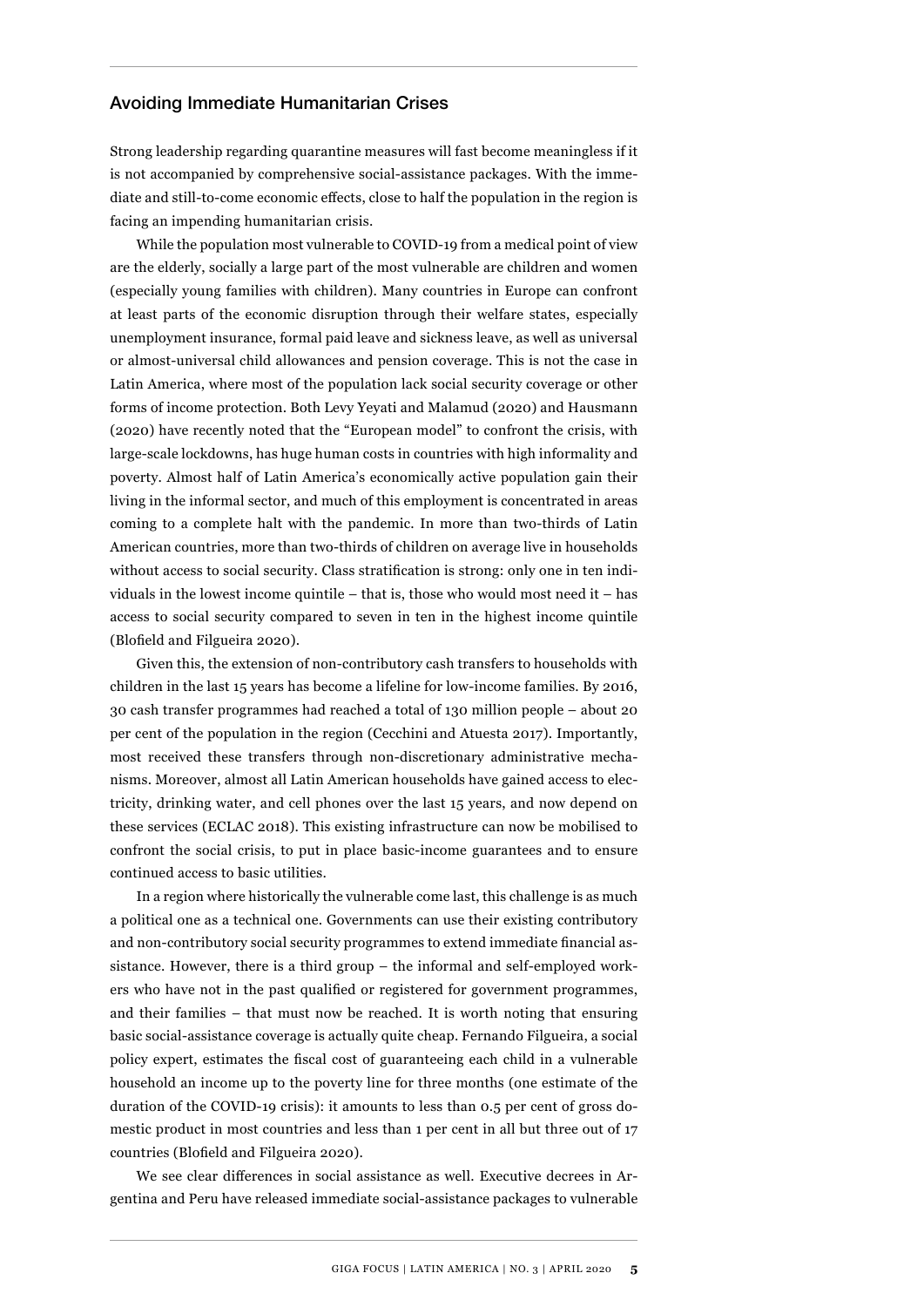## Avoiding Immediate Humanitarian Crises

Strong leadership regarding quarantine measures will fast become meaningless if it is not accompanied by comprehensive social-assistance packages. With the immediate and still-to-come economic effects, close to half the population in the region is facing an impending humanitarian crisis.

While the population most vulnerable to COVID-19 from a medical point of view are the elderly, socially a large part of the most vulnerable are children and women (especially young families with children). Many countries in Europe can confront at least parts of the economic disruption through their welfare states, especially unemployment insurance, formal paid leave and sickness leave, as well as universal or almost-universal child allowances and pension coverage. This is not the case in Latin America, where most of the population lack social security coverage or other forms of income protection. Both Levy Yeyati and Malamud (2020) and Hausmann (2020) have recently noted that the "European model" to confront the crisis, with large-scale lockdowns, has huge human costs in countries with high informality and poverty. Almost half of Latin America's economically active population gain their living in the informal sector, and much of this employment is concentrated in areas coming to a complete halt with the pandemic. In more than two-thirds of Latin American countries, more than two-thirds of children on average live in households without access to social security. Class stratification is strong: only one in ten individuals in the lowest income quintile – that is, those who would most need it – has access to social security compared to seven in ten in the highest income quintile (Blofield and Filgueira 2020).

Given this, the extension of non-contributory cash transfers to households with children in the last 15 years has become a lifeline for low-income families. By 2016, 30 cash transfer programmes had reached a total of 130 million people – about 20 per cent of the population in the region (Cecchini and Atuesta 2017). Importantly, most received these transfers through non-discretionary administrative mechanisms. Moreover, almost all Latin American households have gained access to electricity, drinking water, and cell phones over the last 15 years, and now depend on these services (ECLAC 2018). This existing infrastructure can now be mobilised to confront the social crisis, to put in place basic-income guarantees and to ensure continued access to basic utilities.

In a region where historically the vulnerable come last, this challenge is as much a political one as a technical one. Governments can use their existing contributory and non-contributory social security programmes to extend immediate financial assistance. However, there is a third group – the informal and self-employed workers who have not in the past qualified or registered for government programmes, and their families – that must now be reached. It is worth noting that ensuring basic social-assistance coverage is actually quite cheap. Fernando Filgueira, a social policy expert, estimates the fiscal cost of guaranteeing each child in a vulnerable household an income up to the poverty line for three months (one estimate of the duration of the COVID-19 crisis): it amounts to less than 0.5 per cent of gross domestic product in most countries and less than 1 per cent in all but three out of 17 countries (Blofield and Filgueira 2020).

We see clear differences in social assistance as well. Executive decrees in Argentina and Peru have released immediate social-assistance packages to vulnerable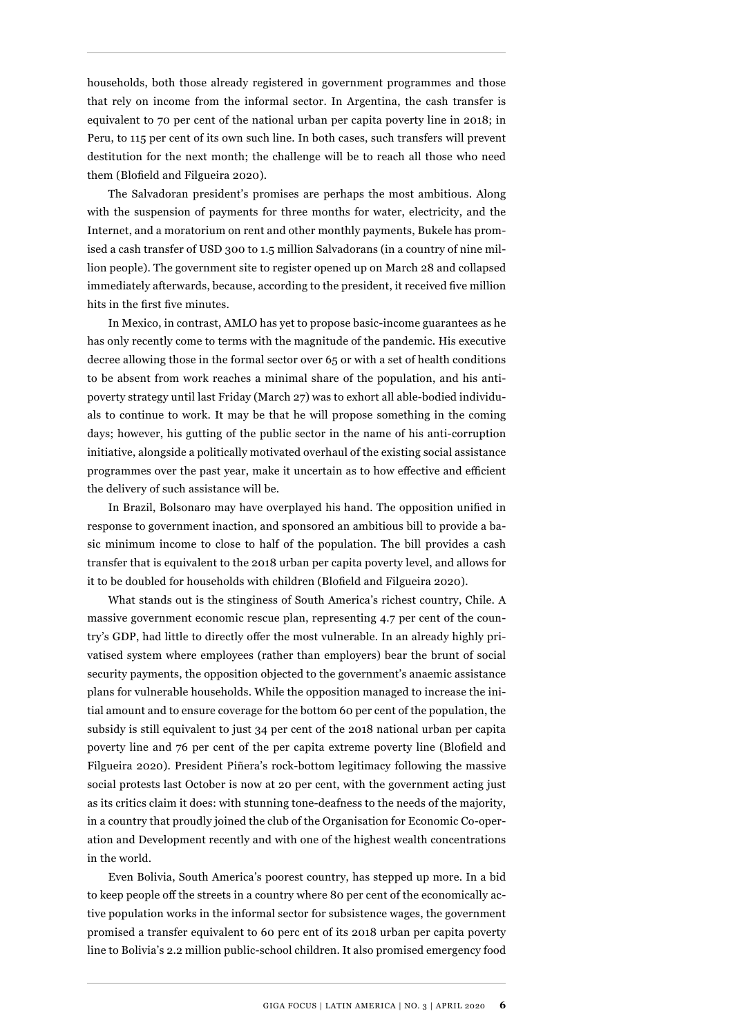households, both those already registered in government programmes and those that rely on income from the informal sector. In Argentina, the cash transfer is equivalent to 70 per cent of the national urban per capita poverty line in 2018; in Peru, to 115 per cent of its own such line. In both cases, such transfers will prevent destitution for the next month; the challenge will be to reach all those who need them (Blofield and Filgueira 2020).

The Salvadoran president's promises are perhaps the most ambitious. Along with the suspension of payments for three months for water, electricity, and the Internet, and a moratorium on rent and other monthly payments, Bukele has promised a cash transfer of USD 300 to 1.5 million Salvadorans (in a country of nine million people). The government site to register opened up on March 28 and collapsed immediately afterwards, because, according to the president, it received five million hits in the first five minutes.

In Mexico, in contrast, AMLO has yet to propose basic-income guarantees as he has only recently come to terms with the magnitude of the pandemic. His executive decree allowing those in the formal sector over 65 or with a set of health conditions to be absent from work reaches a minimal share of the population, and his anti-poverty strategy until last Friday (March 27) was to exhort all able-bodied individuals to continue to work. It may be that he will propose something in the coming days; however, his gutting of the public sector in the name of his anti-corruption initiative, alongside a politically motivated overhaul of the existing social assistance programmes over the past year, make it uncertain as to how effective and efficient the delivery of such assistance will be.

In Brazil, Bolsonaro may have overplayed his hand. The opposition unified in response to government inaction, and sponsored an ambitious bill to provide a basic minimum income to close to half of the population. The bill provides a cash transfer that is equivalent to the 2018 urban per capita poverty level, and allows for it to be doubled for households with children (Blofield and Filgueira 2020).

What stands out is the stinginess of South America's richest country, Chile. A massive government economic rescue plan, representing 4.7 per cent of the country's GDP, had little to directly offer the most vulnerable. In an already highly privatised system where employees (rather than employers) bear the brunt of social security payments, the opposition objected to the government's anaemic assistance plans for vulnerable households. While the opposition managed to increase the initial amount and to ensure coverage for the bottom 60 per cent of the population, the subsidy is still equivalent to just 34 per cent of the 2018 national urban per capita poverty line and 76 per cent of the per capita extreme poverty line (Blofield and Filgueira 2020). President Piñera's rock-bottom legitimacy following the massive social protests last October is now at 20 per cent, with the government acting just as its critics claim it does: with stunning tone-deafness to the needs of the majority, in a country that proudly joined the club of the Organisation for Economic Co-operation and Development recently and with one of the highest wealth concentrations in the world.

Even Bolivia, South America's poorest country, has stepped up more. In a bid to keep people off the streets in a country where 80 per cent of the economically active population works in the informal sector for subsistence wages, the government promised a transfer equivalent to 60 perc ent of its 2018 urban per capita poverty line to Bolivia's 2.2 million public-school children. It also promised emergency food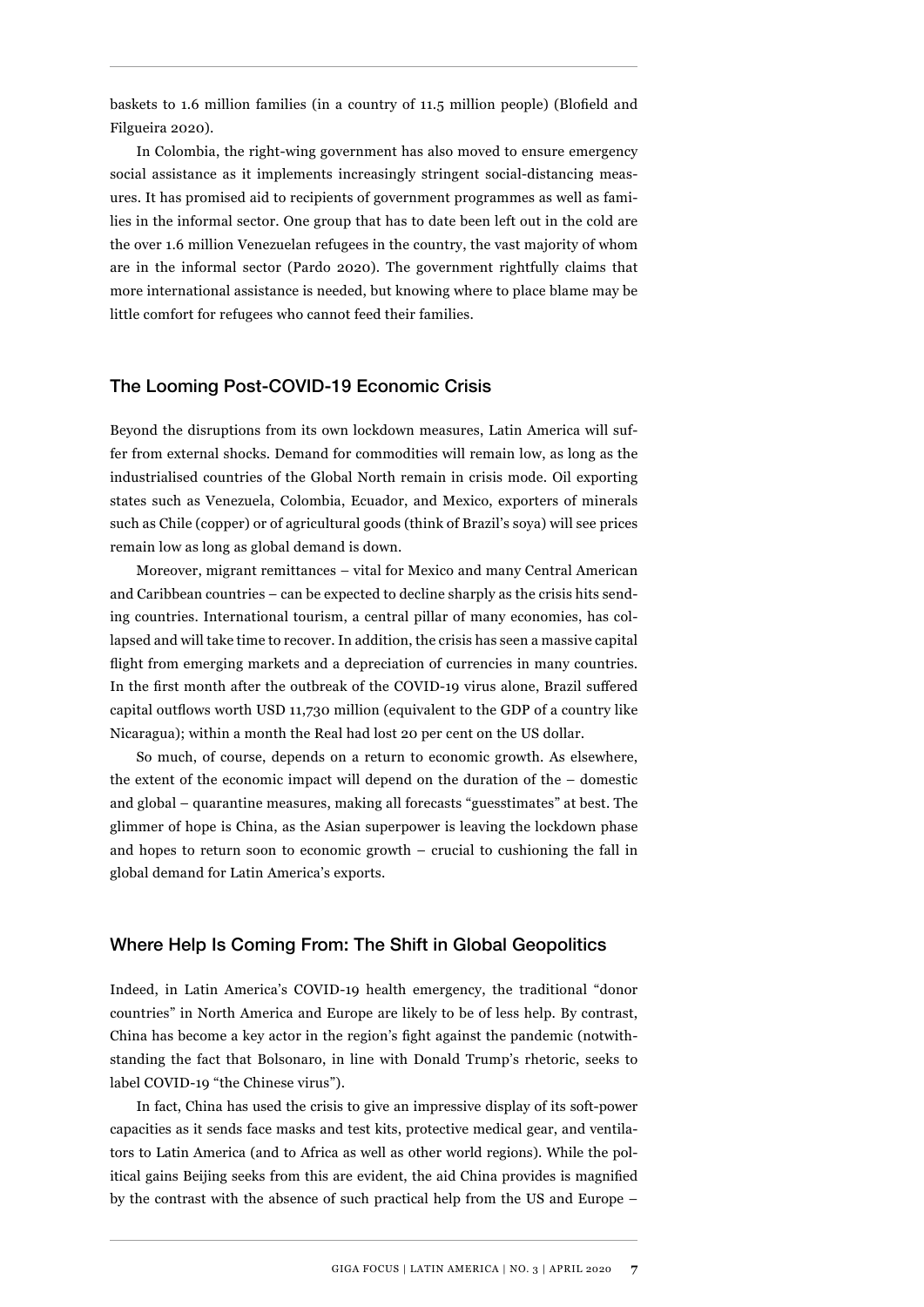baskets to 1.6 million families (in a country of 11.5 million people) (Blofield and Filgueira 2020).

In Colombia, the right-wing government has also moved to ensure emergency social assistance as it implements increasingly stringent social-distancing measures. It has promised aid to recipients of government programmes as well as families in the informal sector. One group that has to date been left out in the cold are the over 1.6 million Venezuelan refugees in the country, the vast majority of whom are in the informal sector (Pardo 2020). The government rightfully claims that more international assistance is needed, but knowing where to place blame may be little comfort for refugees who cannot feed their families.

## The Looming Post-COVID-19 Economic Crisis

Beyond the disruptions from its own lockdown measures, Latin America will suffer from external shocks. Demand for commodities will remain low, as long as the industrialised countries of the Global North remain in crisis mode. Oil exporting states such as Venezuela, Colombia, Ecuador, and Mexico, exporters of minerals such as Chile (copper) or of agricultural goods (think of Brazil's soya) will see prices remain low as long as global demand is down.

Moreover, migrant remittances – vital for Mexico and many Central American and Caribbean countries – can be expected to decline sharply as the crisis hits sending countries. International tourism, a central pillar of many economies, has collapsed and will take time to recover. In addition, the crisis has seen a massive capital flight from emerging markets and a depreciation of currencies in many countries. In the first month after the outbreak of the COVID-19 virus alone, Brazil suffered capital outflows worth USD 11,730 million (equivalent to the GDP of a country like Nicaragua); within a month the Real had lost 20 per cent on the US dollar.

So much, of course, depends on a return to economic growth. As elsewhere, the extent of the economic impact will depend on the duration of the – domestic and global – quarantine measures, making all forecasts "guesstimates" at best. The glimmer of hope is China, as the Asian superpower is leaving the lockdown phase and hopes to return soon to economic growth – crucial to cushioning the fall in global demand for Latin America's exports.

## Where Help Is Coming From: The Shift in Global Geopolitics

Indeed, in Latin America's COVID-19 health emergency, the traditional "donor countries" in North America and Europe are likely to be of less help. By contrast, China has become a key actor in the region's fight against the pandemic (notwithstanding the fact that Bolsonaro, in line with Donald Trump's rhetoric, seeks to label COVID-19 "the Chinese virus").

In fact, China has used the crisis to give an impressive display of its soft-power capacities as it sends face masks and test kits, protective medical gear, and ventilators to Latin America (and to Africa as well as other world regions). While the political gains Beijing seeks from this are evident, the aid China provides is magnified by the contrast with the absence of such practical help from the US and Europe –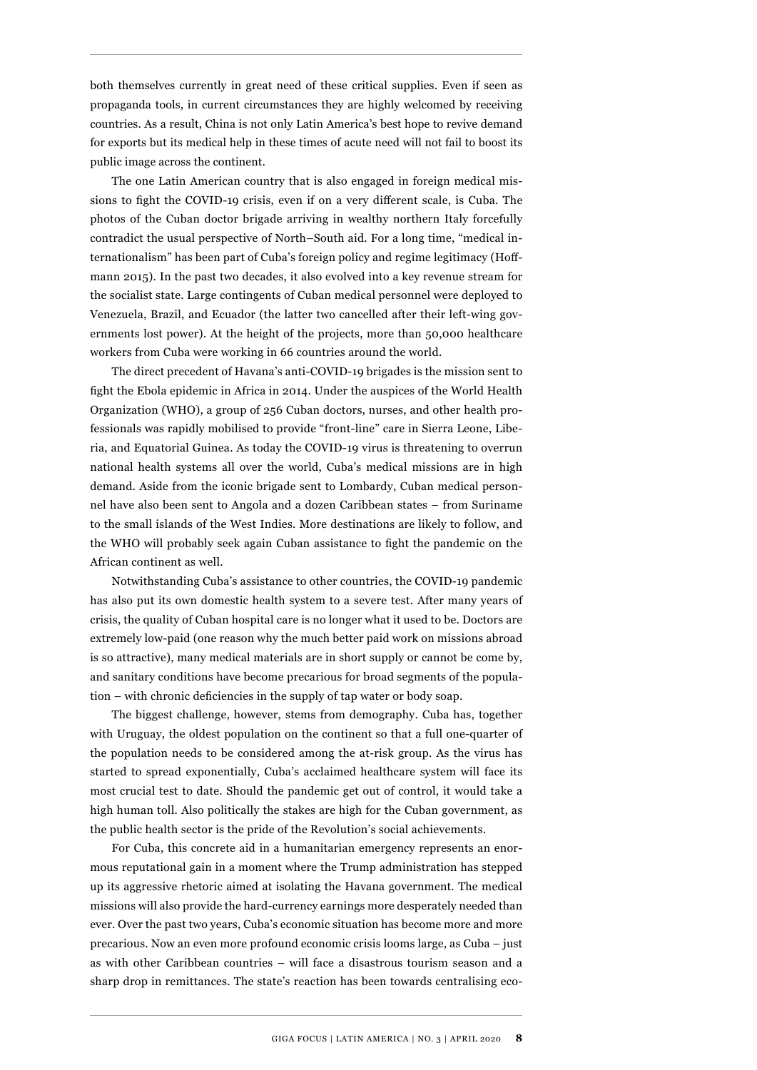both themselves currently in great need of these critical supplies. Even if seen as propaganda tools, in current circumstances they are highly welcomed by receiving countries. As a result, China is not only Latin America's best hope to revive demand for exports but its medical help in these times of acute need will not fail to boost its public image across the continent.

The one Latin American country that is also engaged in foreign medical missions to fight the COVID-19 crisis, even if on a very different scale, is Cuba. The photos of the Cuban doctor brigade arriving in wealthy northern Italy forcefully contradict the usual perspective of North–South aid. For a long time, "medical internationalism" has been part of Cuba's foreign policy and regime legitimacy (Hoffmann 2015). In the past two decades, it also evolved into a key revenue stream for the socialist state. Large contingents of Cuban medical personnel were deployed to Venezuela, Brazil, and Ecuador (the latter two cancelled after their left-wing governments lost power). At the height of the projects, more than 50,000 healthcare workers from Cuba were working in 66 countries around the world.

The direct precedent of Havana's anti-COVID-19 brigades is the mission sent to fight the Ebola epidemic in Africa in 2014. Under the auspices of the World Health Organization (WHO), a group of 256 Cuban doctors, nurses, and other health professionals was rapidly mobilised to provide "front-line" care in Sierra Leone, Liberia, and Equatorial Guinea. As today the COVID-19 virus is threatening to overrun national health systems all over the world, Cuba's medical missions are in high demand. Aside from the iconic brigade sent to Lombardy, Cuban medical personnel have also been sent to Angola and a dozen Caribbean states – from Suriname to the small islands of the West Indies. More destinations are likely to follow, and the WHO will probably seek again Cuban assistance to fight the pandemic on the African continent as well.

Notwithstanding Cuba's assistance to other countries, the COVID-19 pandemic has also put its own domestic health system to a severe test. After many years of crisis, the quality of Cuban hospital care is no longer what it used to be. Doctors are extremely low-paid (one reason why the much better paid work on missions abroad is so attractive), many medical materials are in short supply or cannot be come by, and sanitary conditions have become precarious for broad segments of the population – with chronic deficiencies in the supply of tap water or body soap.

The biggest challenge, however, stems from demography. Cuba has, together with Uruguay, the oldest population on the continent so that a full one-quarter of the population needs to be considered among the at-risk group. As the virus has started to spread exponentially, Cuba's acclaimed healthcare system will face its most crucial test to date. Should the pandemic get out of control, it would take a high human toll. Also politically the stakes are high for the Cuban government, as the public health sector is the pride of the Revolution's social achievements.

For Cuba, this concrete aid in a humanitarian emergency represents an enormous reputational gain in a moment where the Trump administration has stepped up its aggressive rhetoric aimed at isolating the Havana government. The medical missions will also provide the hard-currency earnings more desperately needed than ever. Over the past two years, Cuba's economic situation has become more and more precarious. Now an even more profound economic crisis looms large, as Cuba – just as with other Caribbean countries – will face a disastrous tourism season and a sharp drop in remittances. The state's reaction has been towards centralising eco-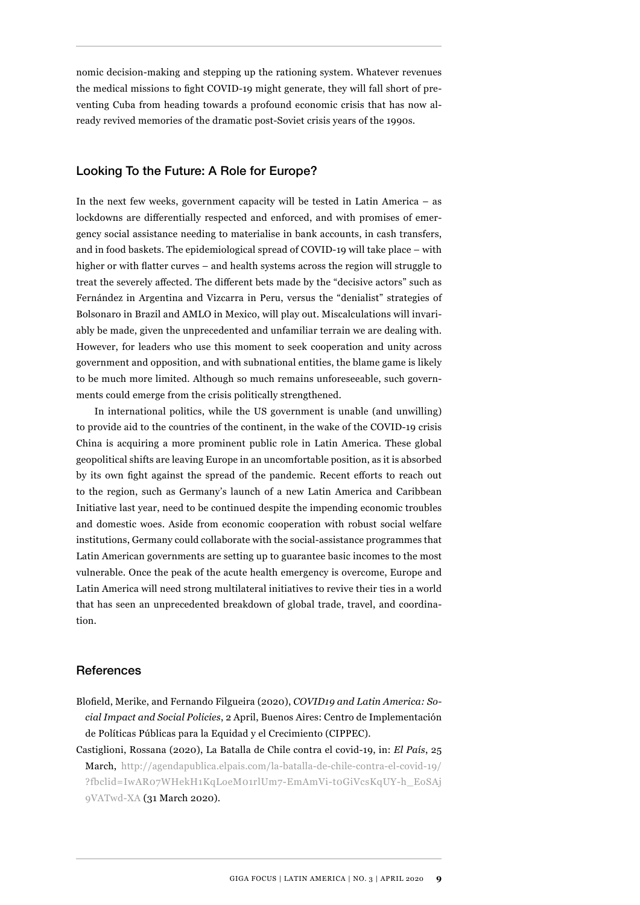nomic decision-making and stepping up the rationing system. Whatever revenues the medical missions to fight COVID-19 might generate, they will fall short of preventing Cuba from heading towards a profound economic crisis that has now already revived memories of the dramatic post-Soviet crisis years of the 1990s.

## Looking To the Future: A Role for Europe?

In the next few weeks, government capacity will be tested in Latin America – as lockdowns are differentially respected and enforced, and with promises of emergency social assistance needing to materialise in bank accounts, in cash transfers, and in food baskets. The epidemiological spread of COVID-19 will take place – with higher or with flatter curves – and health systems across the region will struggle to treat the severely affected. The different bets made by the "decisive actors" such as Fernández in Argentina and Vizcarra in Peru, versus the "denialist" strategies of Bolsonaro in Brazil and AMLO in Mexico, will play out. Miscalculations will invariably be made, given the unprecedented and unfamiliar terrain we are dealing with. However, for leaders who use this moment to seek cooperation and unity across government and opposition, and with subnational entities, the blame game is likely to be much more limited. Although so much remains unforeseeable, such governments could emerge from the crisis politically strengthened.

In international politics, while the US government is unable (and unwilling) to provide aid to the countries of the continent, in the wake of the COVID-19 crisis China is acquiring a more prominent public role in Latin America. These global geopolitical shifts are leaving Europe in an uncomfortable position, as it is absorbed by its own fight against the spread of the pandemic. Recent efforts to reach out to the region, such as Germany's launch of a new Latin America and Caribbean Initiative last year, need to be continued despite the impending economic troubles and domestic woes. Aside from economic cooperation with robust social welfare institutions, Germany could collaborate with the social-assistance programmes that Latin American governments are setting up to guarantee basic incomes to the most vulnerable. Once the peak of the acute health emergency is overcome, Europe and Latin America will need strong multilateral initiatives to revive their ties in a world that has seen an unprecedented breakdown of global trade, travel, and coordination.

## References

Blofield, Merike, and Fernando Filgueira (2020), *COVID19 and Latin America: Social Impact and Social Policies*, 2 April, Buenos Aires: Centro de Implementación de Políticas Públicas para la Equidad y el Crecimiento (CIPPEC).

Castiglioni, Rossana (2020), La Batalla de Chile contra el covid-19, in: *El País*, 25 March, http://agendapublica.elpais.com/la-batalla-de-chile-contra-el-covid-19/?fbclid=IwAR07WHekH1KqLoeM01rlUm7-EmAmVi-t0GiVcsKqUY-h_EoSAj9VATwd-XA (31 March 2020).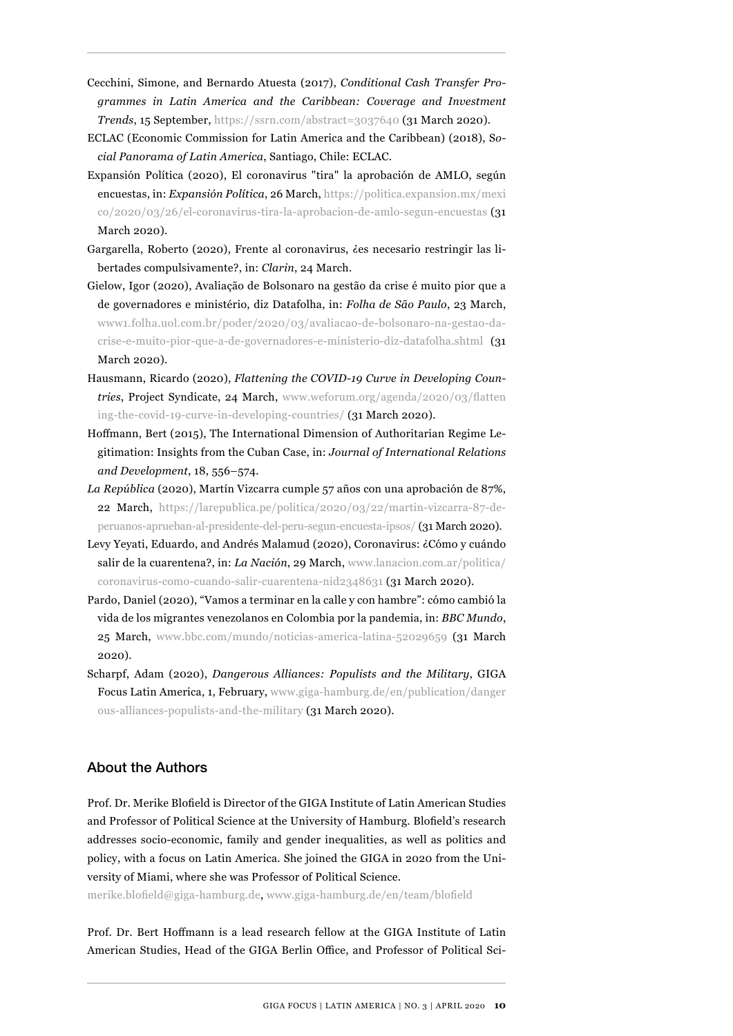Cecchini, Simone, and Bernardo Atuesta (2017), *Conditional Cash Transfer Programmes in Latin America and the Caribbean: Coverage and Investment Trends*, 15 September, https://ssrn.com/abstract=3037640 (31 March 2020).

ECLAC (Economic Commission for Latin America and the Caribbean) (2018), *Social Panorama of Latin America*, Santiago, Chile: ECLAC.

Expansión Política (2020), El coronavirus "tira" la aprobación de AMLO, según encuestas, in: *Expansión Política*, 26 March, https://politica.expansion.mx/mexico/2020/03/26/el-coronavirus-tira-la-aprobacion-de-amlo-segun-encuestas (31 March 2020).

Gargarella, Roberto (2020), Frente al coronavirus, ¿es necesario restringir las libertades compulsivamente?, in: *Clarin*, 24 March.

Gielow, Igor (2020), Avaliação de Bolsonaro na gestão da crise é muito pior que a de governadores e ministério, diz Datafolha, in: *Folha de São Paulo*, 23 March, www1.folha.uol.com.br/poder/2020/03/avaliacao-de-bolsonaro-na-gestao-da-crise-e-muito-pior-que-a-de-governadores-e-ministerio-diz-datafolha.shtml (31 March 2020).

Hausmann, Ricardo (2020), *Flattening the COVID-19 Curve in Developing Countries*, Project Syndicate, 24 March, www.weforum.org/agenda/2020/03/flattening-the-covid-19-curve-in-developing-countries/ (31 March 2020).

Hoffmann, Bert (2015), The International Dimension of Authoritarian Regime Legitimation: Insights from the Cuban Case, in: *Journal of International Relations and Development*, 18, 556–574.

*La República* (2020), Martín Vizcarra cumple 57 años con una aprobación de 87%, 22 March, https://larepublica.pe/politica/2020/03/22/martin-vizcarra-87-de-peruanos-aprueban-al-presidente-del-peru-segun-encuesta-ipsos/ (31 March 2020).

Levy Yeyati, Eduardo, and Andrés Malamud (2020), Coronavirus: ¿Cómo y cuándo salir de la cuarentena?, in: *La Nación*, 29 March, www.lanacion.com.ar/politica/coronavirus-como-cuando-salir-cuarentena-nid2348631 (31 March 2020).

Pardo, Daniel (2020), "Vamos a terminar en la calle y con hambre": cómo cambió la vida de los migrantes venezolanos en Colombia por la pandemia, in: *BBC Mundo*, 25 March, www.bbc.com/mundo/noticias-america-latina-52029659 (31 March 2020).

Scharpf, Adam (2020), *Dangerous Alliances: Populists and the Military*, GIGA Focus Latin America, 1, February, www.giga-hamburg.de/en/publication/dangerous-alliances-populists-and-the-military (31 March 2020).

## About the Authors

Prof. Dr. Merike Blofield is Director of the GIGA Institute of Latin American Studies and Professor of Political Science at the University of Hamburg. Blofield's research addresses socio-economic, family and gender inequalities, as well as politics and policy, with a focus on Latin America. She joined the GIGA in 2020 from the University of Miami, where she was Professor of Political Science.

merike.blofield@giga-hamburg.de, www.giga-hamburg.de/en/team/blofield

Prof. Dr. Bert Hoffmann is a lead research fellow at the GIGA Institute of Latin American Studies, Head of the GIGA Berlin Office, and Professor of Political Sci-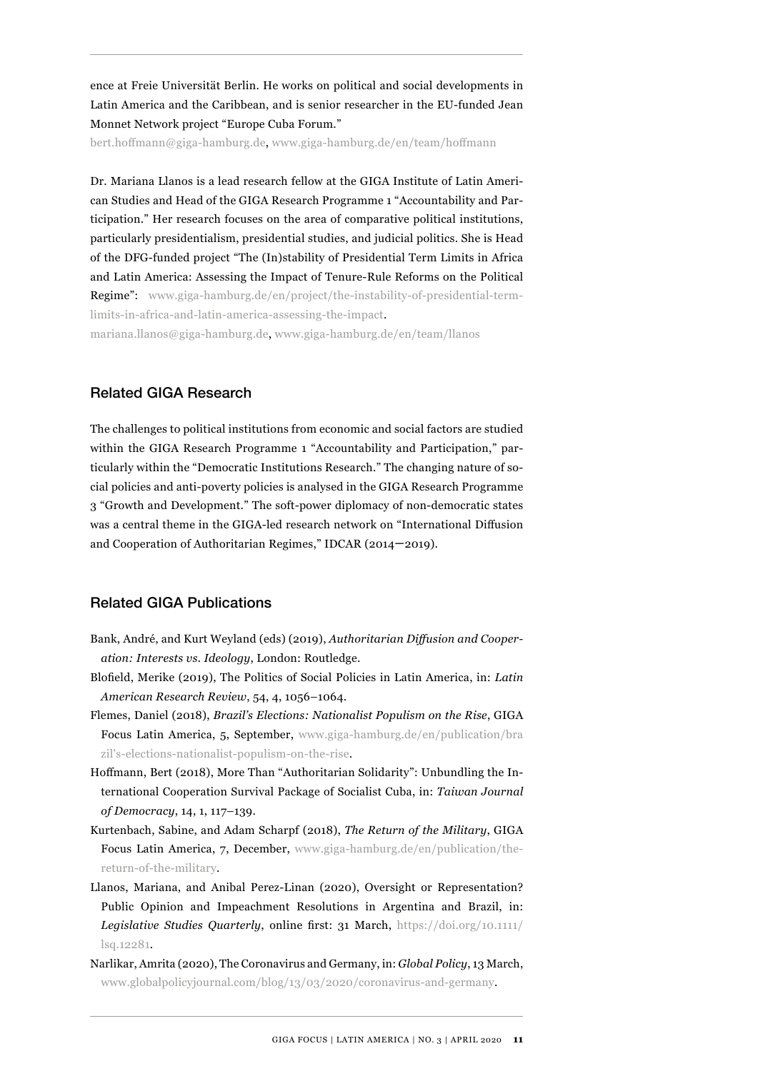ence at Freie Universität Berlin. He works on political and social developments in Latin America and the Caribbean, and is senior researcher in the EU-funded Jean Monnet Network project "Europe Cuba Forum."

bert.hoffmann@giga-hamburg.de, www.giga-hamburg.de/en/team/hoffmann

Dr. Mariana Llanos is a lead research fellow at the GIGA Institute of Latin American Studies and Head of the GIGA Research Programme 1 "Accountability and Participation." Her research focuses on the area of comparative political institutions, particularly presidentialism, presidential studies, and judicial politics. She is Head of the DFG-funded project "The (In)stability of Presidential Term Limits in Africa and Latin America: Assessing the Impact of Tenure-Rule Reforms on the Political Regime": www.giga-hamburg.de/en/project/the-instability-of-presidential-term-limits-in-africa-and-latin-america-assessing-the-impact.

mariana.llanos@giga-hamburg.de, www.giga-hamburg.de/en/team/llanos

## Related GIGA Research

The challenges to political institutions from economic and social factors are studied within the GIGA Research Programme 1 "Accountability and Participation," particularly within the "Democratic Institutions Research." The changing nature of social policies and anti-poverty policies is analysed in the GIGA Research Programme 3 "Growth and Development." The soft-power diplomacy of non-democratic states was a central theme in the GIGA-led research network on "International Diffusion and Cooperation of Authoritarian Regimes," IDCAR (2014–2019).

## Related GIGA Publications

Bank, André, and Kurt Weyland (eds) (2019), *Authoritarian Diffusion and Cooperation: Interests vs. Ideology*, London: Routledge.

Blofield, Merike (2019), The Politics of Social Policies in Latin America, in: *Latin American Research Review*, 54, 4, 1056–1064.

Flemes, Daniel (2018), *Brazil's Elections: Nationalist Populism on the Rise*, GIGA Focus Latin America, 5, September, www.giga-hamburg.de/en/publication/brazil's-elections-nationalist-populism-on-the-rise.

Hoffmann, Bert (2018), More Than "Authoritarian Solidarity": Unbundling the International Cooperation Survival Package of Socialist Cuba, in: *Taiwan Journal of Democracy*, 14, 1, 117–139.

Kurtenbach, Sabine, and Adam Scharpf (2018), *The Return of the Military*, GIGA Focus Latin America, 7, December, www.giga-hamburg.de/en/publication/the-return-of-the-military.

Llanos, Mariana, and Anibal Perez-Linan (2020), Oversight or Representation? Public Opinion and Impeachment Resolutions in Argentina and Brazil, in: *Legislative Studies Quarterly*, online first: 31 March, https://doi.org/10.1111/lsq.12281.

Narlikar, Amrita (2020), The Coronavirus and Germany, in: *Global Policy*, 13 March, www.globalpolicyjournal.com/blog/13/03/2020/coronavirus-and-germany.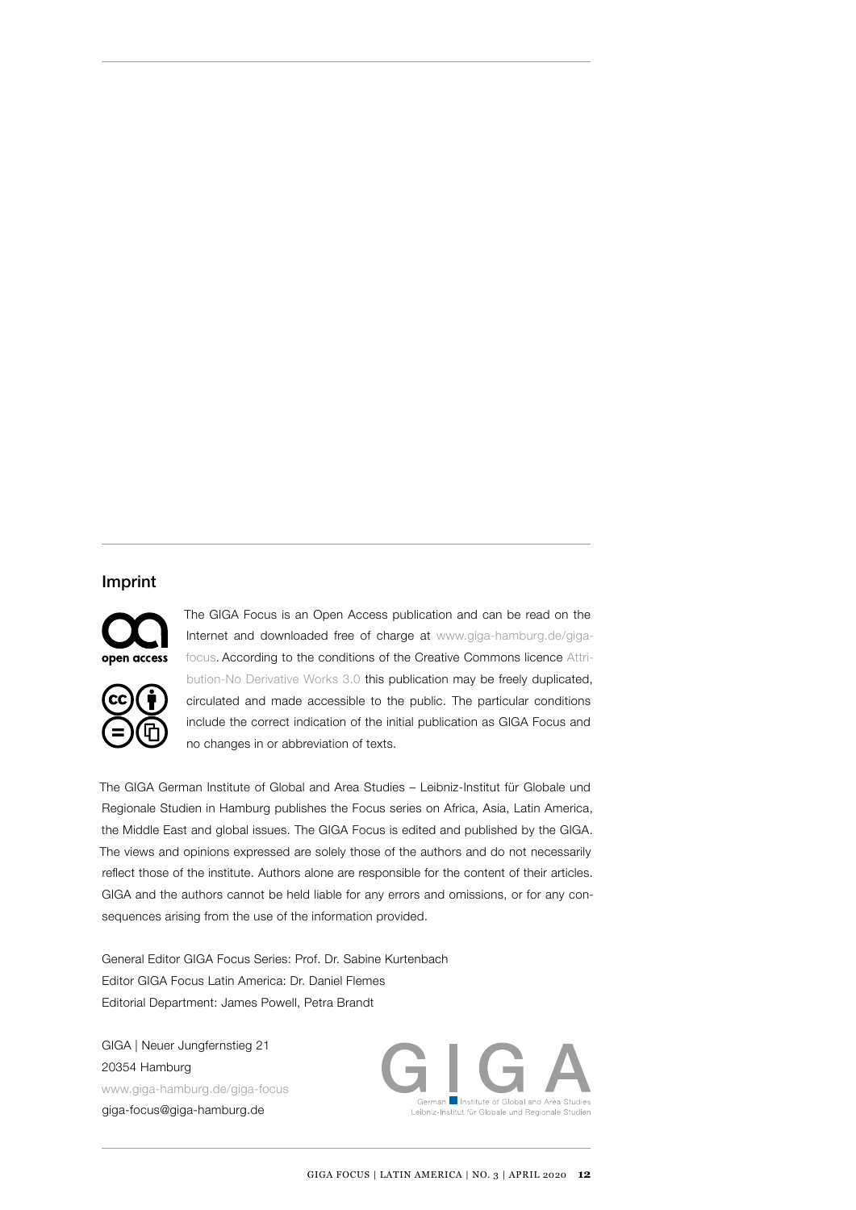## Imprint

The GIGA Focus is an Open Access publication and can be read on the Internet and downloaded free of charge at www.giga-hamburg.de/giga-focus. According to the conditions of the Creative Commons licence Attribution-No Derivative Works 3.0 this publication may be freely duplicated, circulated and made accessible to the public. The particular conditions include the correct indication of the initial publication as GIGA Focus and no changes in or abbreviation of texts.

The GIGA German Institute of Global and Area Studies – Leibniz-Institut für Globale und Regionale Studien in Hamburg publishes the Focus series on Africa, Asia, Latin America, the Middle East and global issues. The GIGA Focus is edited and published by the GIGA. The views and opinions expressed are solely those of the authors and do not necessarily reflect those of the institute. Authors alone are responsible for the content of their articles. GIGA and the authors cannot be held liable for any errors and omissions, or for any consequences arising from the use of the information provided.

General Editor GIGA Focus Series: Prof. Dr. Sabine Kurtenbach
Editor GIGA Focus Latin America: Dr. Daniel Flemes
Editorial Department: James Powell, Petra Brandt

GIGA | Neuer Jungfernstieg 21
20354 Hamburg
www.giga-hamburg.de/giga-focus
giga-focus@giga-hamburg.de